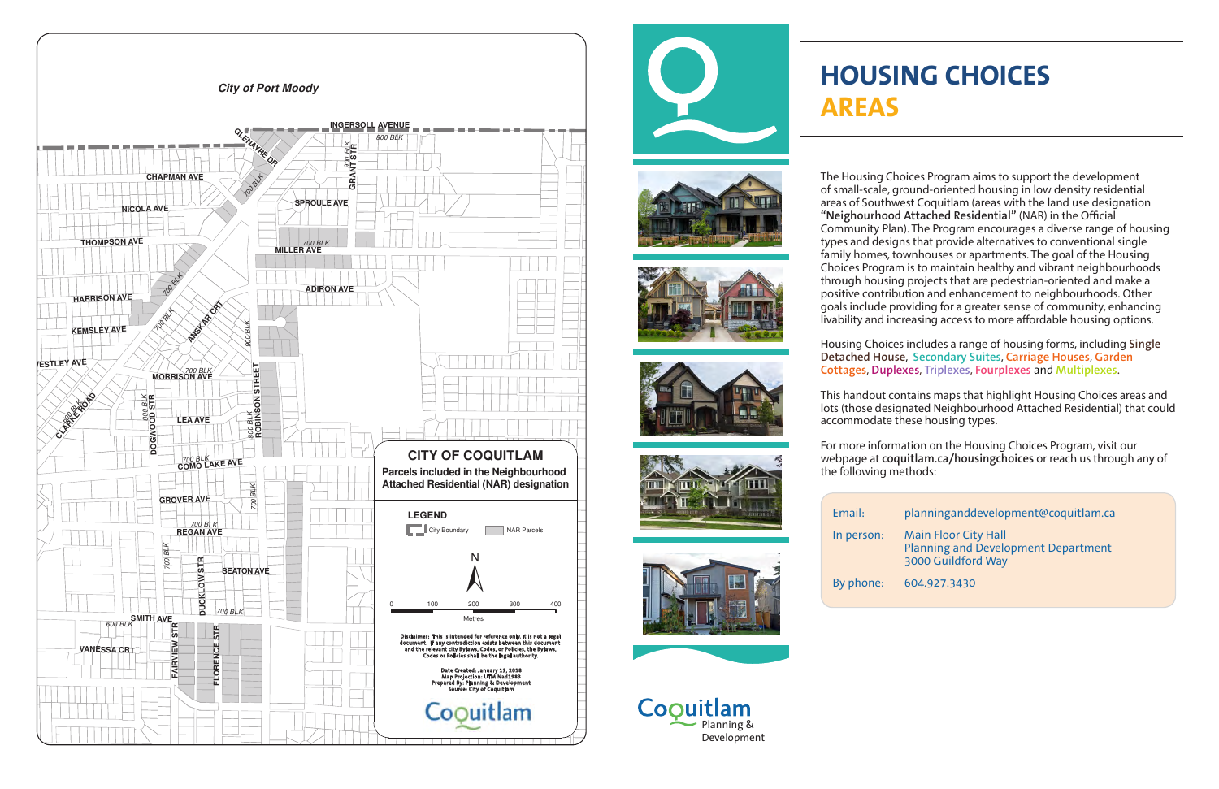# HOUSING CHOICES AREAS

The Housing Choices Program aims to support the development of small-scale, ground-oriented housing in low density residential areas of Southwest Coquitlam (areas with the land use designation **"Neighbourhood Attached Residential"** (NAR) in the Official Community Plan). The Program encourages a diverse range of housing types and designs that provide alternatives to conventional single family homes, townhouses or apartments. The goal of the Housing Choices Program is to maintain healthy and vibrant neighbourhoods through housing projects that are pedestrian-oriented and make a positive contribution and enhancement to neighbourhoods. Other goals include providing for a greater sense of community, enhancing livability and increasing access to more affordable housing options.

Housing Choices includes a range of housing forms, including **Single Detached House**, **Secondary Suites**, **Carriage Houses**, **Garden Cottages**, **Duplexes**, **Triplexes**, **Fourplexes** and **Multiplexes**.

This handout contains maps that highlight Housing Choices areas and lots (those designated Neighbourhood Attached Residential) that could accommodate these housing types.

For more information on the Housing Choices Program, visit our webpage at **coquitlam.ca/housingchoices** or reach us through any of the following methods:

| | |
|---|---|
| Email: | planninganddevelopment@coquitlam.ca |
| In person: | Main Floor City Hall<br>Planning and Development Department<br>3000 Guildford Way |
| By phone: | 604.927.3430 |

Coquitlam Planning & Development

## CITY OF COQUITLAM

**Parcels included in the Neighbourhood Attached Residential (NAR) designation**

**LEGEND**

City Boundary | NAR Parcels

Disclaimer: This is intended for reference only. It is not a legal document. If any contradiction exists between this document and the relevant city Bylaws, Codes, or Policies, the Bylaws, Codes or Policies shall be the legal authority.

Date Created: January 19, 2018
Map Projection: UTM Nad1983
Prepared By: Planning & Development
Source: City of Coquitlam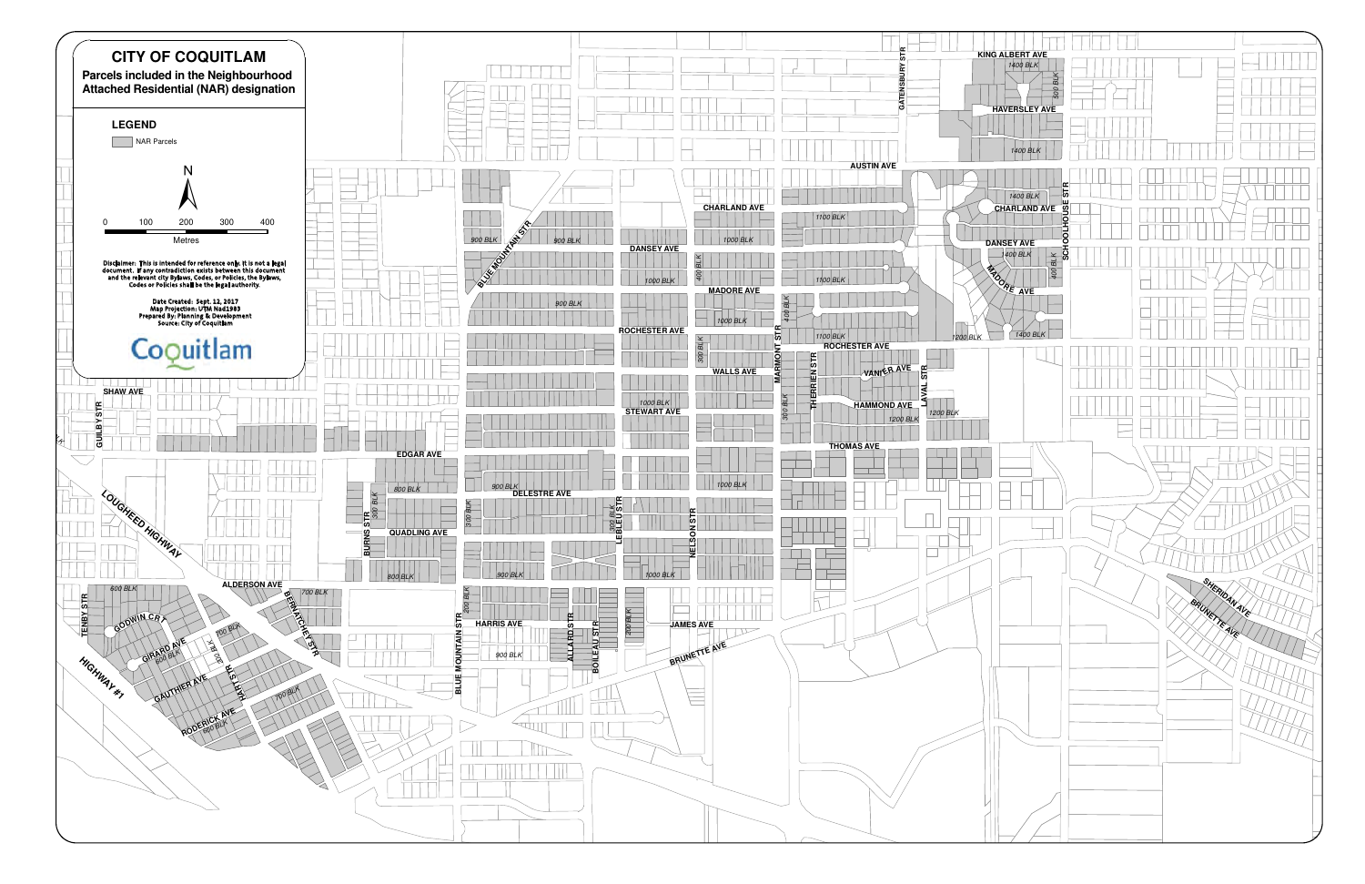# CITY OF COQUITLAM

## Parcels included in the Neighbourhood Attached Residential (NAR) designation

### LEGEND

NAR Parcels

N

0 100 200 300 400

Metres

Disclaimer: This is intended for reference only, it is not a legal document. If any contradiction exists between this document and the relevant city Bylaws, Codes, or Policies, the Bylaws, Codes or Policies shall be the legal authority.

Date Created: Sept. 12, 2017
Map Projection: UTM Nad1983
Prepared By: Planning & Development
Source: City of Coquitlam

Coquitlam